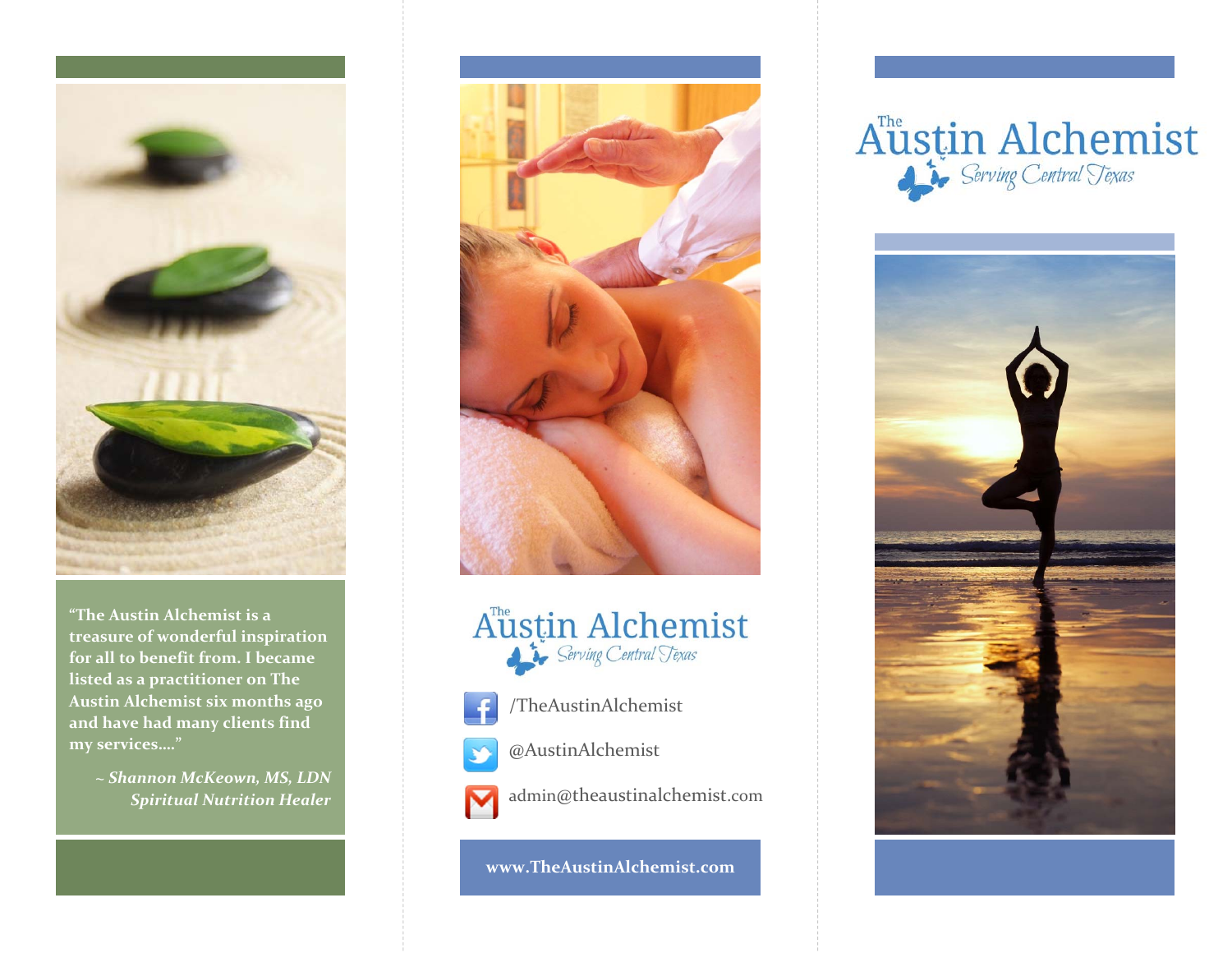"The Austin Alchemist is a treasure of wonderful inspiration for all to benefit from. I became listed as a practitioner on The Austin Alchemist six months ago and have had many clients find my services...."

***~ Shannon McKeown, MS, LDN***
***Spiritual Nutrition Healer***

# The Austin Alchemist

*Serving Central Texas*

/TheAustinAlchemist

@AustinAlchemist

admin@theaustinalchemist.com

**www.TheAustinAlchemist.com**

# The Austin Alchemist

*Serving Central Texas*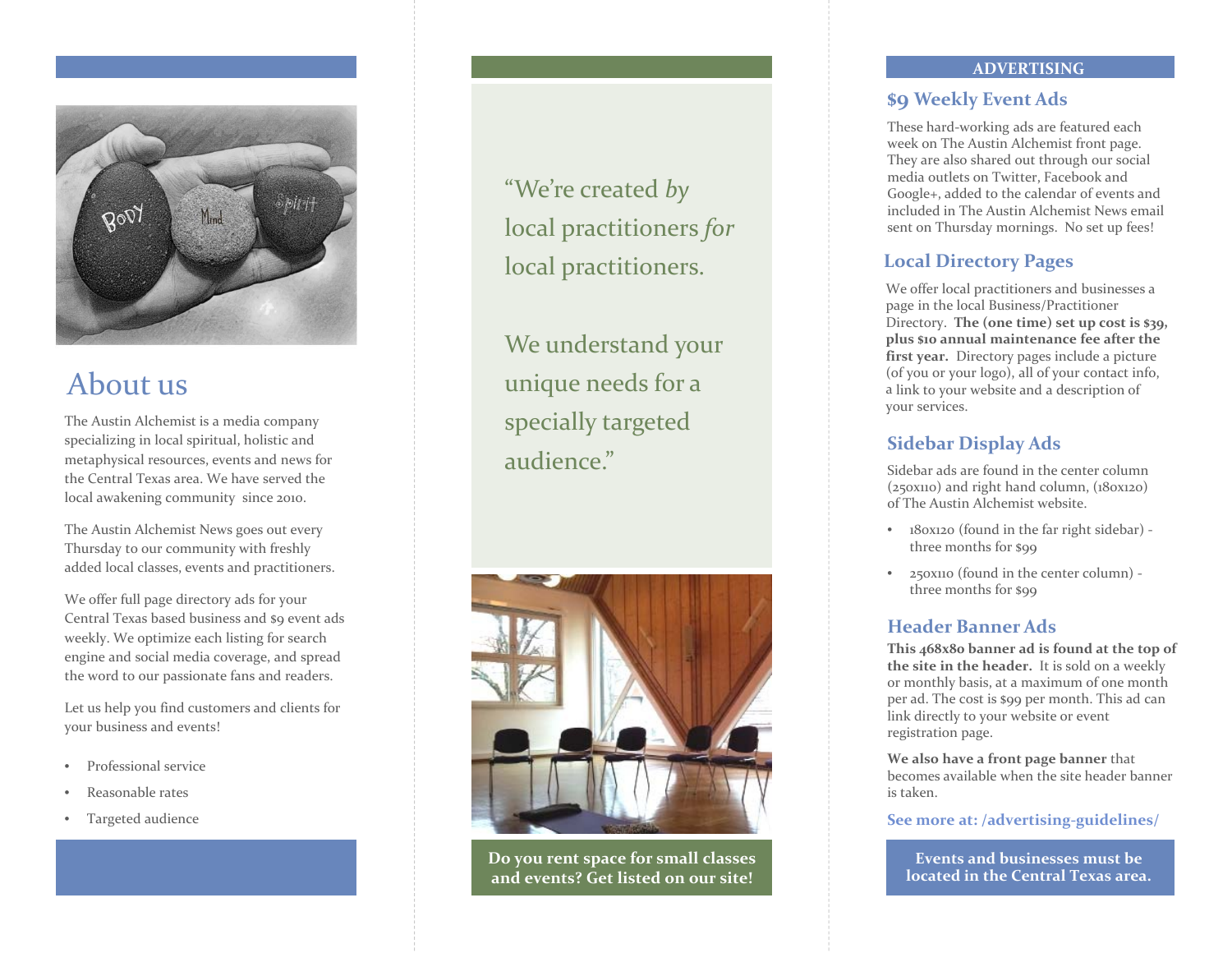## About us

The Austin Alchemist is a media company specializing in local spiritual, holistic and metaphysical resources, events and news for the Central Texas area. We have served the local awakening community since 2010.

The Austin Alchemist News goes out every Thursday to our community with freshly added local classes, events and practitioners.

We offer full page directory ads for your Central Texas based business and $9 event ads weekly. We optimize each listing for search engine and social media coverage, and spread the word to our passionate fans and readers.

Let us help you find customers and clients for your business and events!

- Professional service
- Reasonable rates
- Targeted audience

"We're created *by* local practitioners *for* local practitioners.

We understand your unique needs for a specially targeted audience."

**Do you rent space for small classes and events? Get listed on our site!**

## ADVERTISING

### $9 Weekly Event Ads

These hard-working ads are featured each week on The Austin Alchemist front page. They are also shared out through our social media outlets on Twitter, Facebook and Google+, added to the calendar of events and included in The Austin Alchemist News email sent on Thursday mornings. No set up fees!

### Local Directory Pages

We offer local practitioners and businesses a page in the local Business/Practitioner Directory. **The (one time) set up cost is $39, plus $10 annual maintenance fee after the first year.** Directory pages include a picture (of you or your logo), all of your contact info, a link to your website and a description of your services.

### Sidebar Display Ads

Sidebar ads are found in the center column (250x110) and right hand column, (180x120) of The Austin Alchemist website.

- 180x120 (found in the far right sidebar) - three months for $99
- 250x110 (found in the center column) - three months for $99

### Header Banner Ads

**This 468x80 banner ad is found at the top of the site in the header.** It is sold on a weekly or monthly basis, at a maximum of one month per ad. The cost is $99 per month. This ad can link directly to your website or event registration page.

**We also have a front page banner** that becomes available when the site header banner is taken.

**See more at: /advertising-guidelines/**

**Events and businesses must be located in the Central Texas area.**